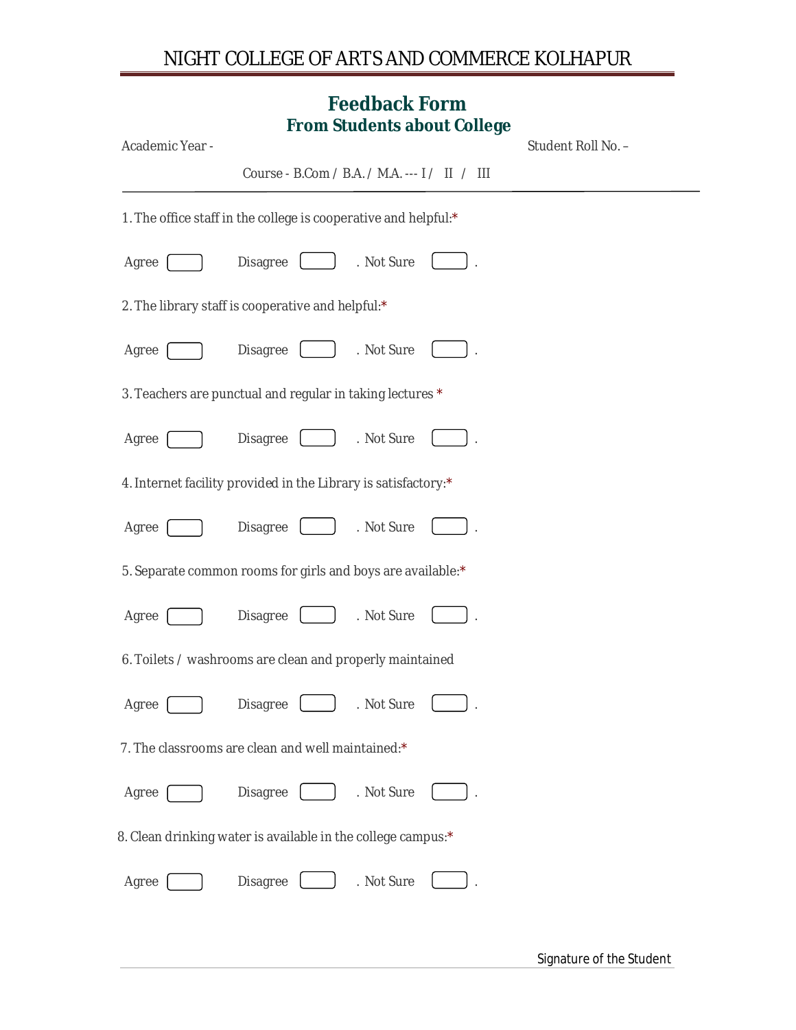# NIGHT COLLEGE OF ARTS AND COMMERCE KOLHAPUR

## Feedback Form
### From Students about College

Academic Year - Student Roll No. –

Course - B.Com / B.A. / M.A. --- I / II / III

---

1. The office staff in the college is cooperative and helpful:*

Agree ☐ Disagree ☐ . Not Sure ☐ .

2. The library staff is cooperative and helpful:*

Agree ☐ Disagree ☐ . Not Sure ☐ .

3. Teachers are punctual and regular in taking lectures *

Agree ☐ Disagree ☐ . Not Sure ☐ .

4. Internet facility provided in the Library is satisfactory:*

Agree ☐ Disagree ☐ . Not Sure ☐ .

5. Separate common rooms for girls and boys are available:*

Agree ☐ Disagree ☐ . Not Sure ☐ .

6. Toilets / washrooms are clean and properly maintained

Agree ☐ Disagree ☐ . Not Sure ☐ .

7. The classrooms are clean and well maintained:*

Agree ☐ Disagree ☐ . Not Sure ☐ .

8. Clean drinking water is available in the college campus:*

Agree ☐ Disagree ☐ . Not Sure ☐ .

Signature of the Student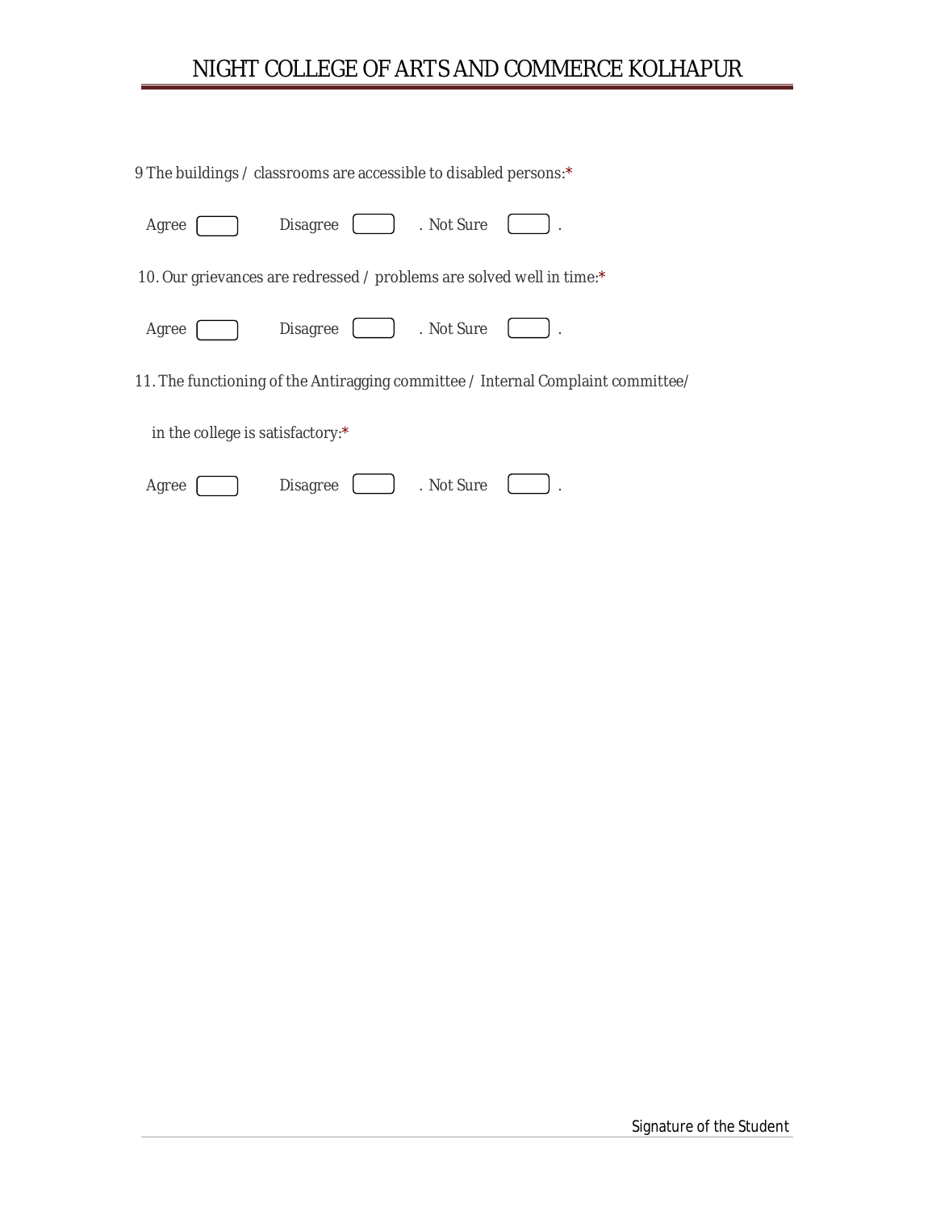9 The buildings / classrooms are accessible to disabled persons:*

Agree ☐ Disagree ☐ . Not Sure ☐ .

10. Our grievances are redressed / problems are solved well in time:*

Agree ☐ Disagree ☐ . Not Sure ☐ .

11. The functioning of the Antiragging committee / Internal Complaint committee/

in the college is satisfactory:*

Agree ☐ Disagree ☐ . Not Sure ☐ .

Signature of the Student